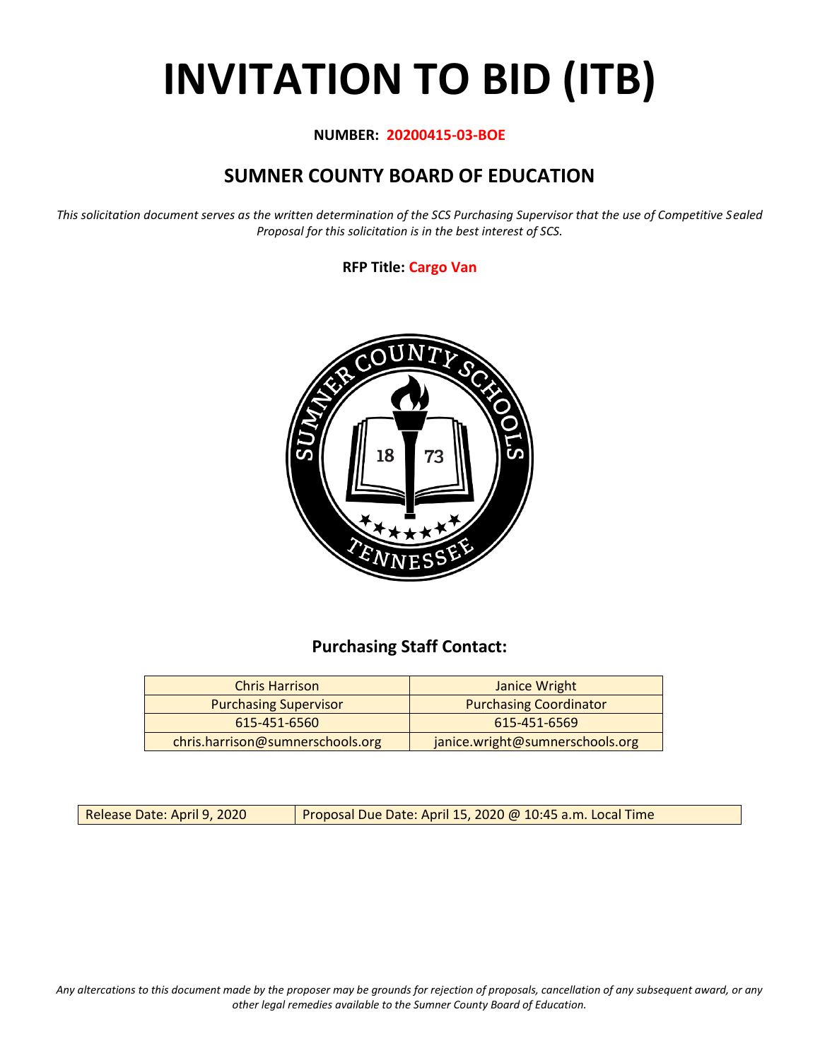# INVITATION TO BID (ITB)

**NUMBER: 20200415-03-BOE**

## SUMNER COUNTY BOARD OF EDUCATION

*This solicitation document serves as the written determination of the SCS Purchasing Supervisor that the use of Competitive Sealed Proposal for this solicitation is in the best interest of SCS.*

**RFP Title: Cargo Van**

### Purchasing Staff Contact:

| Chris Harrison | Janice Wright |
|---|---|
| Purchasing Supervisor | Purchasing Coordinator |
| 615-451-6560 | 615-451-6569 |
| chris.harrison@sumnerschools.org | janice.wright@sumnerschools.org |

| Release Date: April 9, 2020 | Proposal Due Date: April 15, 2020 @ 10:45 a.m. Local Time |
|---|---|

*Any altercations to this document made by the proposer may be grounds for rejection of proposals, cancellation of any subsequent award, or any other legal remedies available to the Sumner County Board of Education.*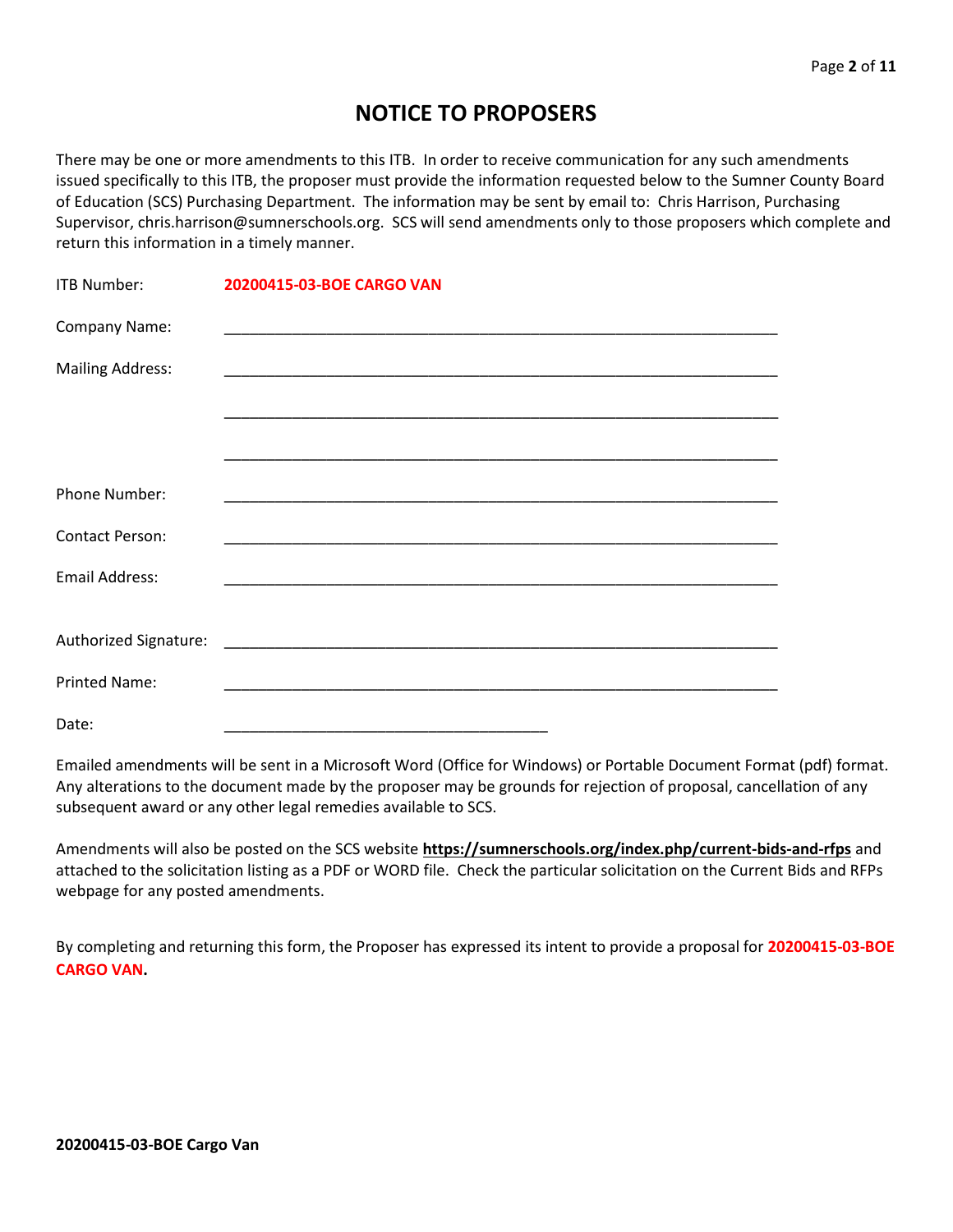# NOTICE TO PROPOSERS

There may be one or more amendments to this ITB. In order to receive communication for any such amendments issued specifically to this ITB, the proposer must provide the information requested below to the Sumner County Board of Education (SCS) Purchasing Department. The information may be sent by email to: Chris Harrison, Purchasing Supervisor, chris.harrison@sumnerschools.org. SCS will send amendments only to those proposers which complete and return this information in a timely manner.

ITB Number: **20200415-03-BOE CARGO VAN**

Company Name: ____________________________________________________________

Mailing Address: ____________________________________________________________

____________________________________________________________

____________________________________________________________

Phone Number: ____________________________________________________________

Contact Person: ____________________________________________________________

Email Address: ____________________________________________________________

Authorized Signature: ____________________________________________________________

Printed Name: ____________________________________________________________

Date: ____________________________________

Emailed amendments will be sent in a Microsoft Word (Office for Windows) or Portable Document Format (pdf) format. Any alterations to the document made by the proposer may be grounds for rejection of proposal, cancellation of any subsequent award or any other legal remedies available to SCS.

Amendments will also be posted on the SCS website **https://sumnerschools.org/index.php/current-bids-and-rfps** and attached to the solicitation listing as a PDF or WORD file. Check the particular solicitation on the Current Bids and RFPs webpage for any posted amendments.

By completing and returning this form, the Proposer has expressed its intent to provide a proposal for **20200415-03-BOE CARGO VAN.**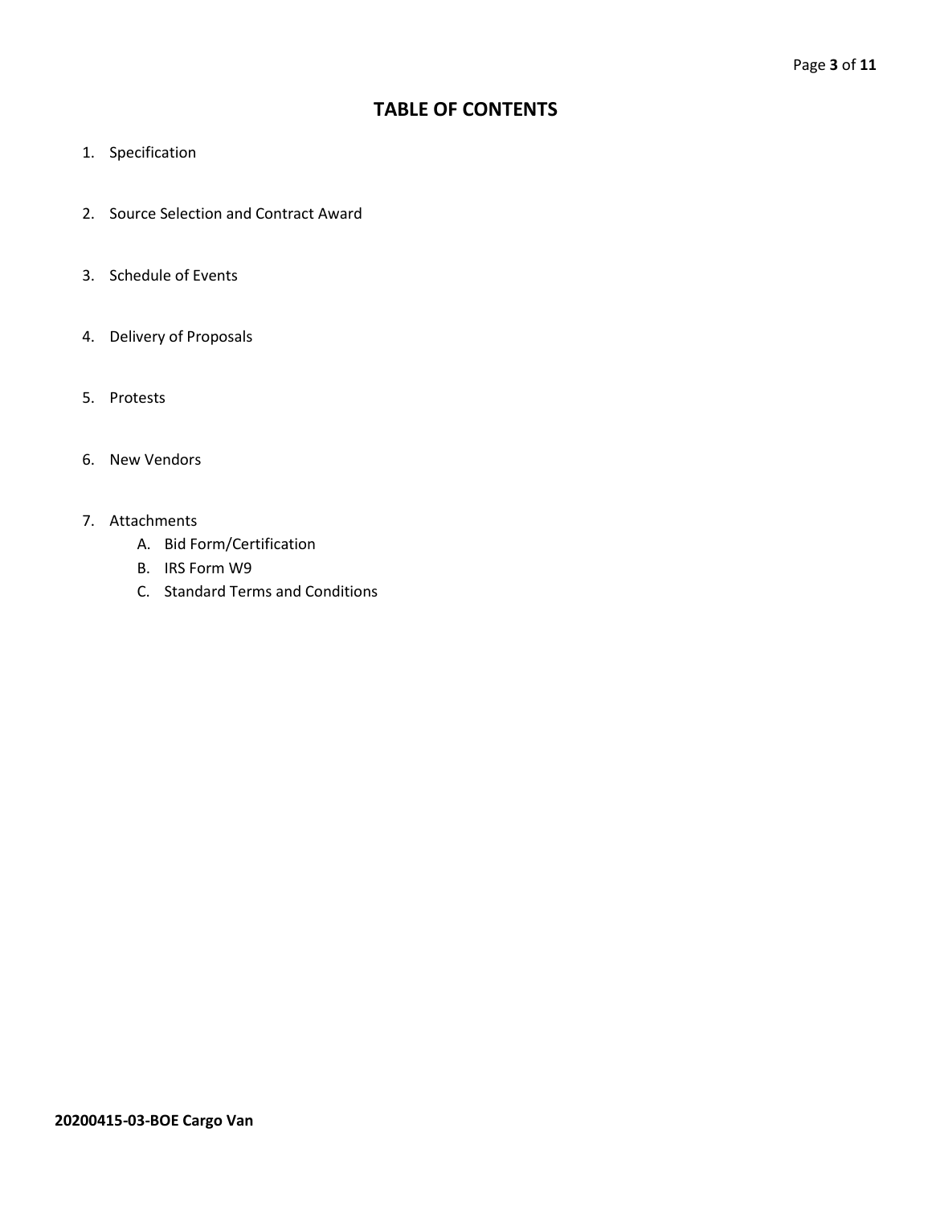# TABLE OF CONTENTS

1. Specification
2. Source Selection and Contract Award
3. Schedule of Events
4. Delivery of Proposals
5. Protests
6. New Vendors
7. Attachments
   A. Bid Form/Certification
   B. IRS Form W9
   C. Standard Terms and Conditions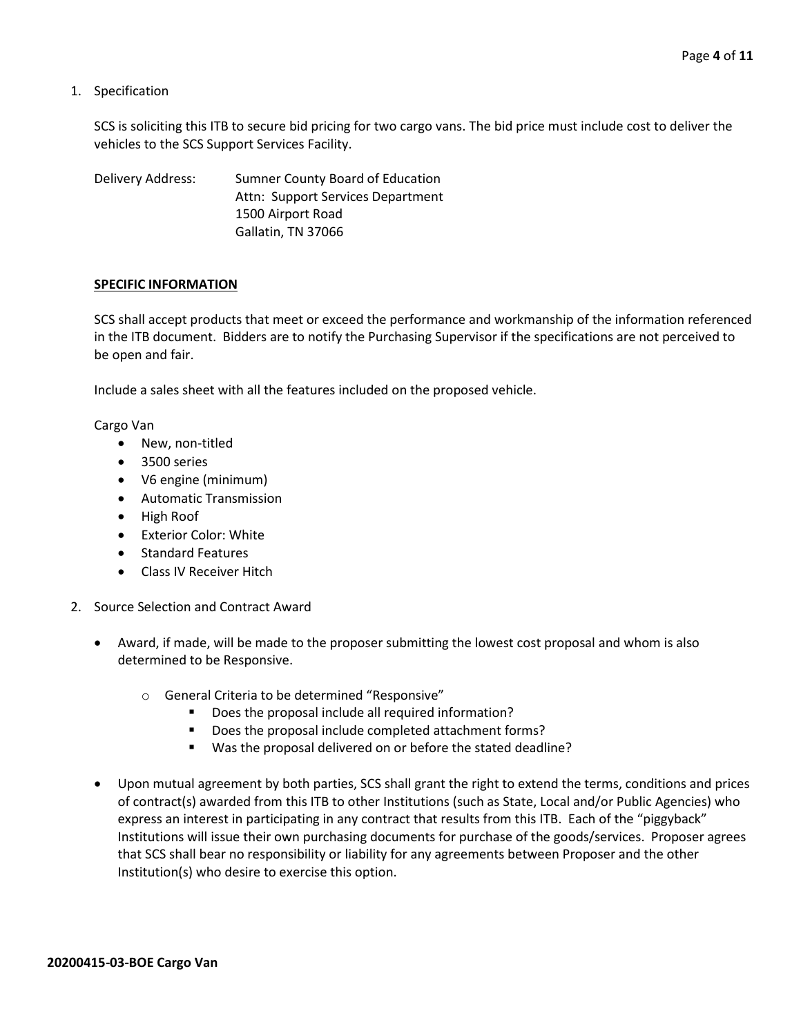1. Specification

   SCS is soliciting this ITB to secure bid pricing for two cargo vans. The bid price must include cost to deliver the vehicles to the SCS Support Services Facility.

   Delivery Address: Sumner County Board of Education
   Attn: Support Services Department
   1500 Airport Road
   Gallatin, TN 37066

   **SPECIFIC INFORMATION**

   SCS shall accept products that meet or exceed the performance and workmanship of the information referenced in the ITB document. Bidders are to notify the Purchasing Supervisor if the specifications are not perceived to be open and fair.

   Include a sales sheet with all the features included on the proposed vehicle.

   Cargo Van

   - New, non-titled
   - 3500 series
   - V6 engine (minimum)
   - Automatic Transmission
   - High Roof
   - Exterior Color: White
   - Standard Features
   - Class IV Receiver Hitch

2. Source Selection and Contract Award

   - Award, if made, will be made to the proposer submitting the lowest cost proposal and whom is also determined to be Responsive.
     - General Criteria to be determined "Responsive"
       - Does the proposal include all required information?
       - Does the proposal include completed attachment forms?
       - Was the proposal delivered on or before the stated deadline?
   - Upon mutual agreement by both parties, SCS shall grant the right to extend the terms, conditions and prices of contract(s) awarded from this ITB to other Institutions (such as State, Local and/or Public Agencies) who express an interest in participating in any contract that results from this ITB. Each of the "piggyback" Institutions will issue their own purchasing documents for purchase of the goods/services. Proposer agrees that SCS shall bear no responsibility or liability for any agreements between Proposer and the other Institution(s) who desire to exercise this option.

**20200415-03-BOE Cargo Van**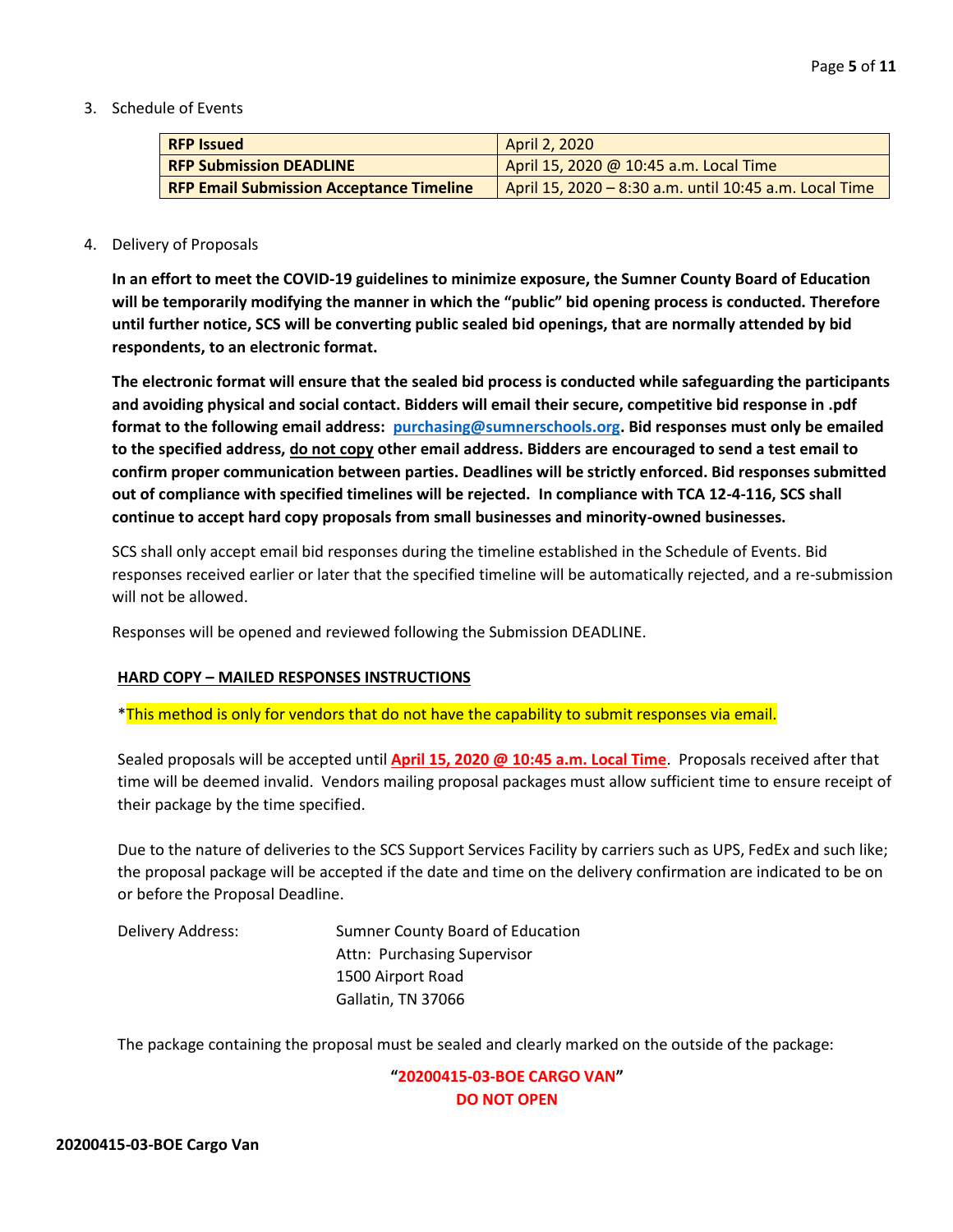3. Schedule of Events

| **RFP Issued** | April 2, 2020 |
|---|---|
| **RFP Submission DEADLINE** | April 15, 2020 @ 10:45 a.m. Local Time |
| **RFP Email Submission Acceptance Timeline** | April 15, 2020 – 8:30 a.m. until 10:45 a.m. Local Time |

4. Delivery of Proposals

**In an effort to meet the COVID-19 guidelines to minimize exposure, the Sumner County Board of Education will be temporarily modifying the manner in which the "public" bid opening process is conducted. Therefore until further notice, SCS will be converting public sealed bid openings, that are normally attended by bid respondents, to an electronic format.**

**The electronic format will ensure that the sealed bid process is conducted while safeguarding the participants and avoiding physical and social contact. Bidders will email their secure, competitive bid response in .pdf format to the following email address: purchasing@sumnerschools.org. Bid responses must only be emailed to the specified address, do not copy other email address. Bidders are encouraged to send a test email to confirm proper communication between parties. Deadlines will be strictly enforced. Bid responses submitted out of compliance with specified timelines will be rejected. In compliance with TCA 12-4-116, SCS shall continue to accept hard copy proposals from small businesses and minority-owned businesses.**

SCS shall only accept email bid responses during the timeline established in the Schedule of Events. Bid responses received earlier or later that the specified timeline will be automatically rejected, and a re-submission will not be allowed.

Responses will be opened and reviewed following the Submission DEADLINE.

**HARD COPY – MAILED RESPONSES INSTRUCTIONS**

*This method is only for vendors that do not have the capability to submit responses via email.

Sealed proposals will be accepted until **April 15, 2020 @ 10:45 a.m. Local Time**. Proposals received after that time will be deemed invalid. Vendors mailing proposal packages must allow sufficient time to ensure receipt of their package by the time specified.

Due to the nature of deliveries to the SCS Support Services Facility by carriers such as UPS, FedEx and such like; the proposal package will be accepted if the date and time on the delivery confirmation are indicated to be on or before the Proposal Deadline.

Delivery Address:

Sumner County Board of Education
Attn: Purchasing Supervisor
1500 Airport Road
Gallatin, TN 37066

The package containing the proposal must be sealed and clearly marked on the outside of the package:

**"20200415-03-BOE CARGO VAN"**
**DO NOT OPEN**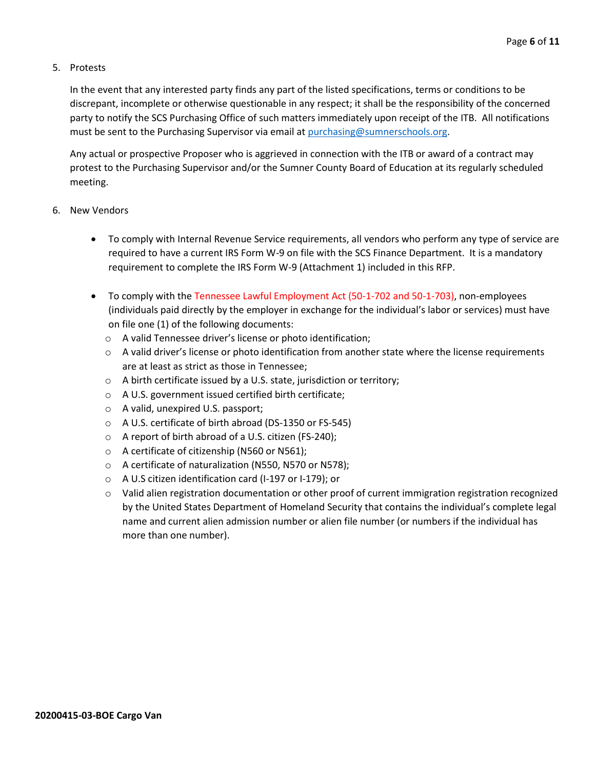5. Protests

   In the event that any interested party finds any part of the listed specifications, terms or conditions to be discrepant, incomplete or otherwise questionable in any respect; it shall be the responsibility of the concerned party to notify the SCS Purchasing Office of such matters immediately upon receipt of the ITB. All notifications must be sent to the Purchasing Supervisor via email at [purchasing@sumnerschools.org](mailto:purchasing@sumnerschools.org).

   Any actual or prospective Proposer who is aggrieved in connection with the ITB or award of a contract may protest to the Purchasing Supervisor and/or the Sumner County Board of Education at its regularly scheduled meeting.

6. New Vendors

   - To comply with Internal Revenue Service requirements, all vendors who perform any type of service are required to have a current IRS Form W-9 on file with the SCS Finance Department. It is a mandatory requirement to complete the IRS Form W-9 (Attachment 1) included in this RFP.

   - To comply with the Tennessee Lawful Employment Act (50-1-702 and 50-1-703), non-employees (individuals paid directly by the employer in exchange for the individual's labor or services) must have on file one (1) of the following documents:
     - A valid Tennessee driver's license or photo identification;
     - A valid driver's license or photo identification from another state where the license requirements are at least as strict as those in Tennessee;
     - A birth certificate issued by a U.S. state, jurisdiction or territory;
     - A U.S. government issued certified birth certificate;
     - A valid, unexpired U.S. passport;
     - A U.S. certificate of birth abroad (DS-1350 or FS-545)
     - A report of birth abroad of a U.S. citizen (FS-240);
     - A certificate of citizenship (N560 or N561);
     - A certificate of naturalization (N550, N570 or N578);
     - A U.S citizen identification card (I-197 or I-179); or
     - Valid alien registration documentation or other proof of current immigration registration recognized by the United States Department of Homeland Security that contains the individual's complete legal name and current alien admission number or alien file number (or numbers if the individual has more than one number).

**20200415-03-BOE Cargo Van**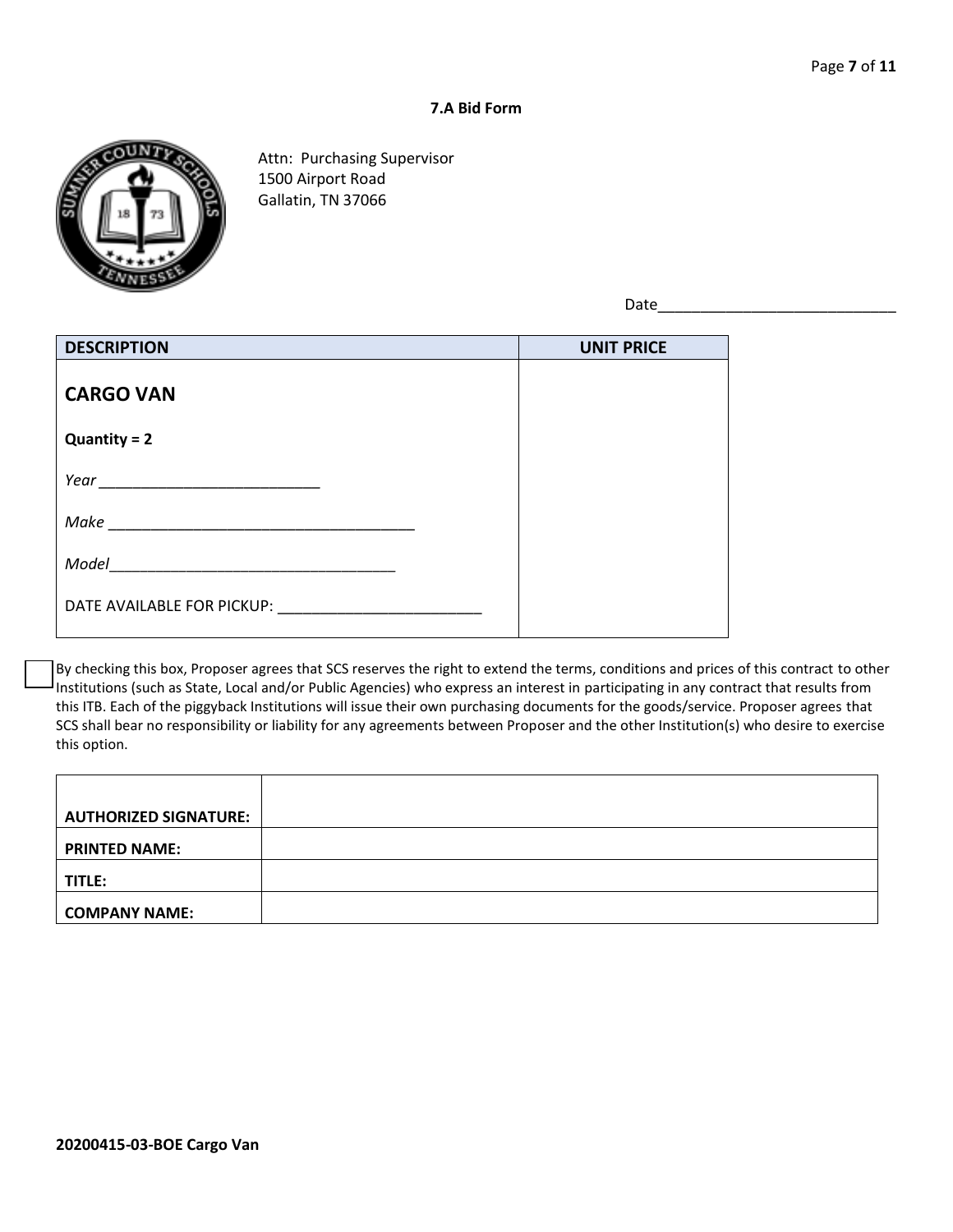### 7.A Bid Form

Attn: Purchasing Supervisor
1500 Airport Road
Gallatin, TN 37066

Date____________________________

| DESCRIPTION | UNIT PRICE |
|---|---|
| **CARGO VAN**<br><br>**Quantity = 2**<br><br>*Year* ___________________________<br><br>*Make* _____________________________________<br><br>*Model*__________________________________<br><br>DATE AVAILABLE FOR PICKUP: _________________________ | |

☐ By checking this box, Proposer agrees that SCS reserves the right to extend the terms, conditions and prices of this contract to other Institutions (such as State, Local and/or Public Agencies) who express an interest in participating in any contract that results from this ITB. Each of the piggyback Institutions will issue their own purchasing documents for the goods/service. Proposer agrees that SCS shall bear no responsibility or liability for any agreements between Proposer and the other Institution(s) who desire to exercise this option.

| | |
|---|---|
| **AUTHORIZED SIGNATURE:** | |
| **PRINTED NAME:** | |
| **TITLE:** | |
| **COMPANY NAME:** | |

**20200415-03-BOE Cargo Van**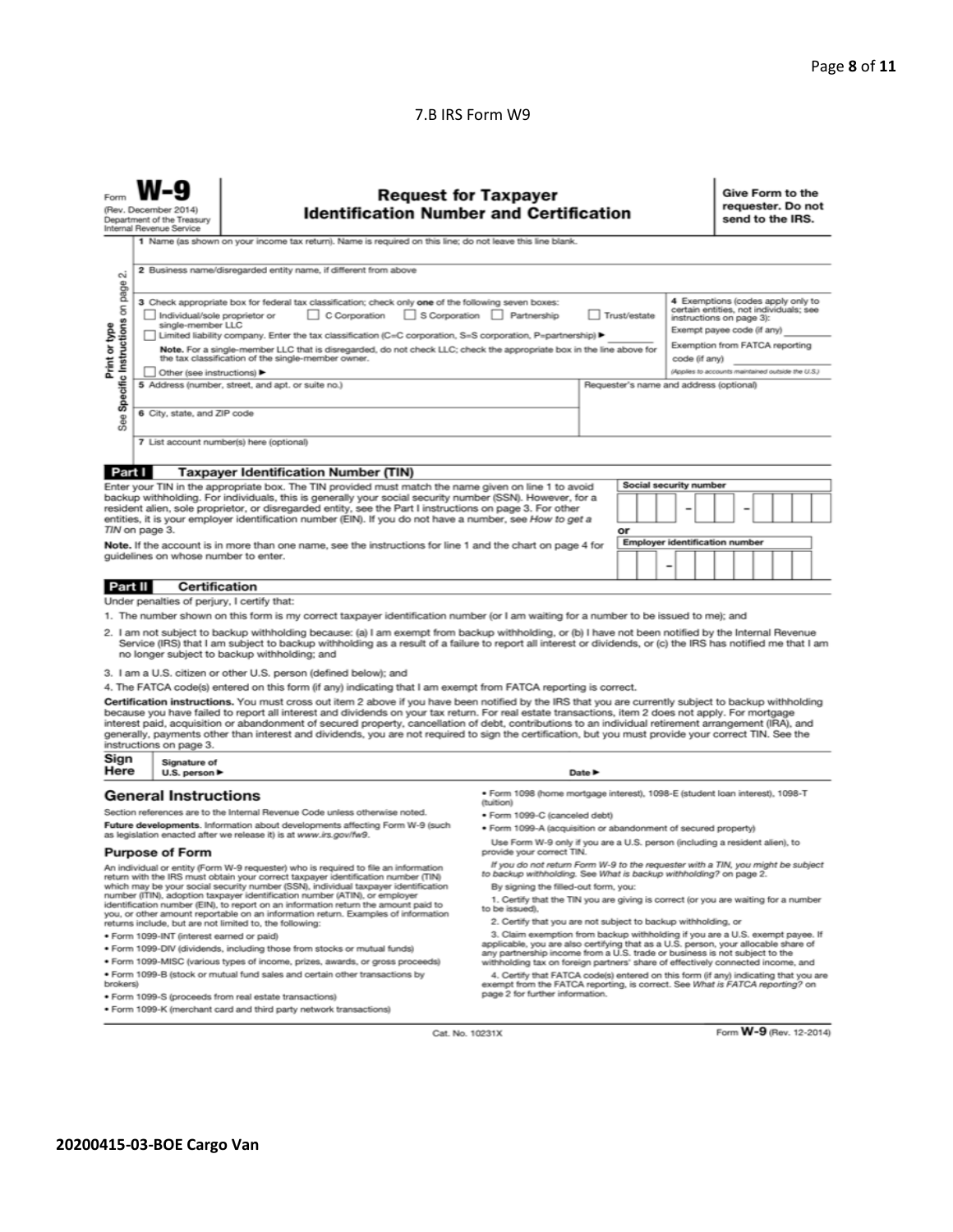7.B IRS Form W9

Form **W-9**
(Rev. December 2014)
Department of the Treasury
Internal Revenue Service

# Request for Taxpayer Identification Number and Certification

**Give Form to the requester. Do not send to the IRS.**

Print or type
See **Specific Instructions** on page 2.

1 Name (as shown on your income tax return). Name is required on this line; do not leave this line blank.

2 Business name/disregarded entity name, if different from above

3 Check appropriate box for federal tax classification; check only **one** of the following seven boxes:
☐ Individual/sole proprietor or single-member LLC ☐ C Corporation ☐ S Corporation ☐ Partnership ☐ Trust/estate
☐ Limited liability company. Enter the tax classification (C=C corporation, S=S corporation, P=partnership) ▶
**Note.** For a single-member LLC that is disregarded, do not check LLC; check the appropriate box in the line above for the tax classification of the single-member owner.
☐ Other (see instructions) ▶

4 Exemptions (codes apply only to certain entities, not individuals; see instructions on page 3):
Exempt payee code (if any)
Exemption from FATCA reporting code (if any)
*(Applies to accounts maintained outside the U.S.)*

5 Address (number, street, and apt. or suite no.)

Requester's name and address (optional)

6 City, state, and ZIP code

7 List account number(s) here (optional)

## Part I Taxpayer Identification Number (TIN)

Enter your TIN in the appropriate box. The TIN provided must match the name given on line 1 to avoid backup withholding. For individuals, this is generally your social security number (SSN). However, for a resident alien, sole proprietor, or disregarded entity, see the Part I instructions on page 3. For other entities, it is your employer identification number (EIN). If you do not have a number, see *How to get a TIN* on page 3.

**Note.** If the account is in more than one name, see the instructions for line 1 and the chart on page 4 for guidelines on whose number to enter.

**Social security number**
☐☐☐ – ☐☐ – ☐☐☐☐

or

**Employer identification number**
☐☐ – ☐☐☐☐☐☐☐

## Part II Certification

Under penalties of perjury, I certify that:

1. The number shown on this form is my correct taxpayer identification number (or I am waiting for a number to be issued to me); and
2. I am not subject to backup withholding because: (a) I am exempt from backup withholding, or (b) I have not been notified by the Internal Revenue Service (IRS) that I am subject to backup withholding as a result of a failure to report all interest or dividends, or (c) the IRS has notified me that I am no longer subject to backup withholding; and
3. I am a U.S. citizen or other U.S. person (defined below); and
4. The FATCA code(s) entered on this form (if any) indicating that I am exempt from FATCA reporting is correct.

**Certification instructions.** You must cross out item 2 above if you have been notified by the IRS that you are currently subject to backup withholding because you have failed to report all interest and dividends on your tax return. For real estate transactions, item 2 does not apply. For mortgage interest paid, acquisition or abandonment of secured property, cancellation of debt, contributions to an individual retirement arrangement (IRA), and generally, payments other than interest and dividends, you are not required to sign the certification, but you must provide your correct TIN. See the instructions on page 3.

**Sign Here** Signature of U.S. person ▶ Date ▶

## General Instructions

Section references are to the Internal Revenue Code unless otherwise noted.

**Future developments.** Information about developments affecting Form W-9 (such as legislation enacted after we release it) is at *www.irs.gov/fw9*.

### Purpose of Form

An individual or entity (Form W-9 requester) who is required to file an information return with the IRS must obtain your correct taxpayer identification number (TIN) which may be your social security number (SSN), individual taxpayer identification number (ITIN), adoption taxpayer identification number (ATIN), or employer identification number (EIN), to report on an information return the amount paid to you, or other amount reportable on an information return. Examples of information returns include, but are not limited to, the following:

- Form 1099-INT (interest earned or paid)
- Form 1099-DIV (dividends, including those from stocks or mutual funds)
- Form 1099-MISC (various types of income, prizes, awards, or gross proceeds)
- Form 1099-B (stock or mutual fund sales and certain other transactions by brokers)
- Form 1099-S (proceeds from real estate transactions)
- Form 1099-K (merchant card and third party network transactions)
- Form 1098 (home mortgage interest), 1098-E (student loan interest), 1098-T (tuition)
- Form 1099-C (canceled debt)
- Form 1099-A (acquisition or abandonment of secured property)

Use Form W-9 only if you are a U.S. person (including a resident alien), to provide your correct TIN.

*If you do not return Form W-9 to the requester with a TIN, you might be subject to backup withholding. See What is backup withholding? on page 2.*

By signing the filled-out form, you:

1. Certify that the TIN you are giving is correct (or you are waiting for a number to be issued),
2. Certify that you are not subject to backup withholding, or
3. Claim exemption from backup withholding if you are a U.S. exempt payee. If applicable, you are also certifying that as a U.S. person, your allocable share of any partnership income from a U.S. trade or business is not subject to the withholding tax on foreign partners' share of effectively connected income, and
4. Certify that FATCA code(s) entered on this form (if any) indicating that you are exempt from the FATCA reporting, is correct. See *What is FATCA reporting?* on page 2 for further information.

Cat. No. 10231X Form **W-9** (Rev. 12-2014)

**20200415-03-BOE Cargo Van**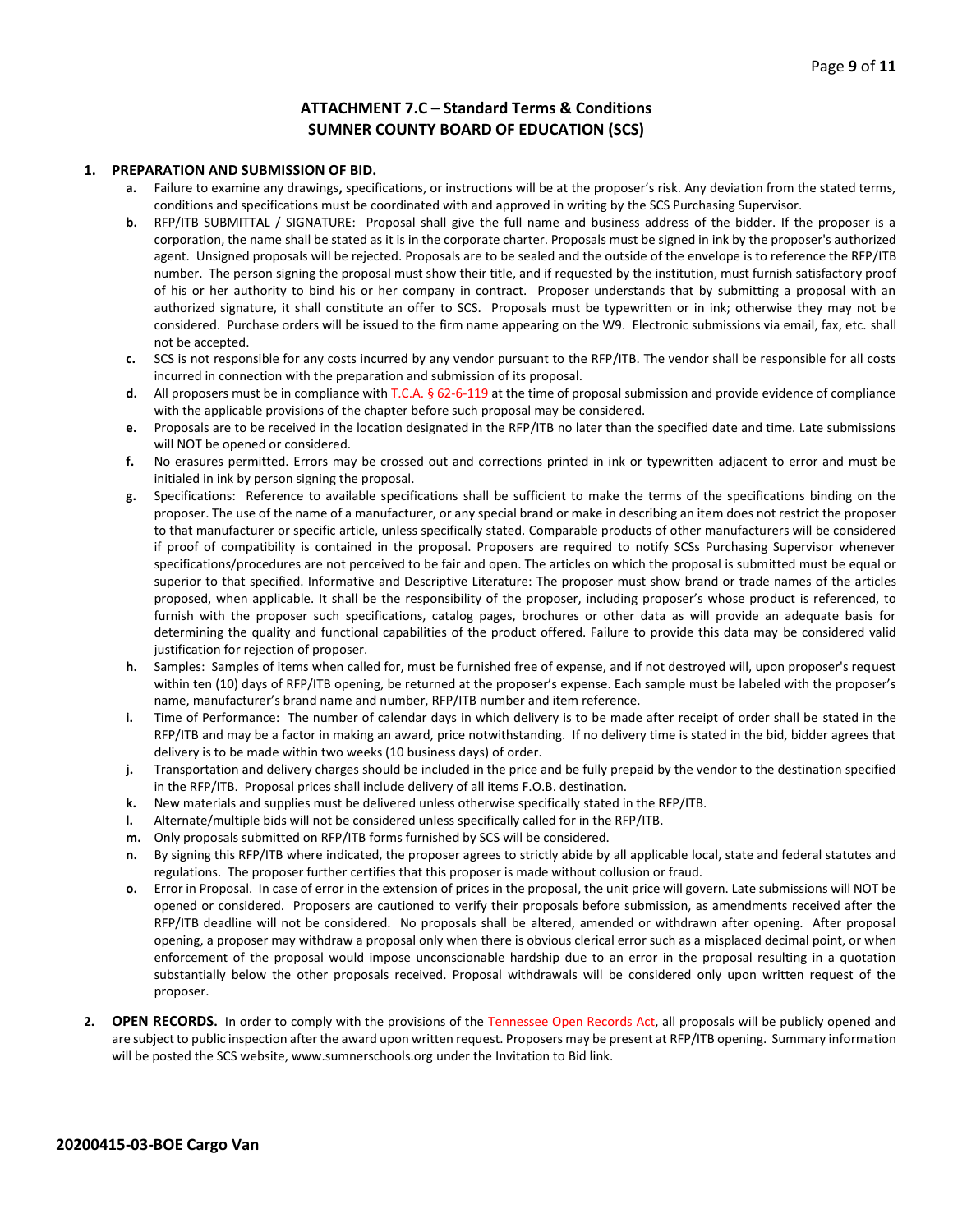## ATTACHMENT 7.C – Standard Terms & Conditions
## SUMNER COUNTY BOARD OF EDUCATION (SCS)

**1. PREPARATION AND SUBMISSION OF BID.**

- **a.** Failure to examine any drawings**,** specifications, or instructions will be at the proposer's risk. Any deviation from the stated terms, conditions and specifications must be coordinated with and approved in writing by the SCS Purchasing Supervisor.
- **b.** RFP/ITB SUBMITTAL / SIGNATURE: Proposal shall give the full name and business address of the bidder. If the proposer is a corporation, the name shall be stated as it is in the corporate charter. Proposals must be signed in ink by the proposer's authorized agent. Unsigned proposals will be rejected. Proposals are to be sealed and the outside of the envelope is to reference the RFP/ITB number. The person signing the proposal must show their title, and if requested by the institution, must furnish satisfactory proof of his or her authority to bind his or her company in contract. Proposer understands that by submitting a proposal with an authorized signature, it shall constitute an offer to SCS. Proposals must be typewritten or in ink; otherwise they may not be considered. Purchase orders will be issued to the firm name appearing on the W9. Electronic submissions via email, fax, etc. shall not be accepted.
- **c.** SCS is not responsible for any costs incurred by any vendor pursuant to the RFP/ITB. The vendor shall be responsible for all costs incurred in connection with the preparation and submission of its proposal.
- **d.** All proposers must be in compliance with T.C.A. § 62-6-119 at the time of proposal submission and provide evidence of compliance with the applicable provisions of the chapter before such proposal may be considered.
- **e.** Proposals are to be received in the location designated in the RFP/ITB no later than the specified date and time. Late submissions will NOT be opened or considered.
- **f.** No erasures permitted. Errors may be crossed out and corrections printed in ink or typewritten adjacent to error and must be initialed in ink by person signing the proposal.
- **g.** Specifications: Reference to available specifications shall be sufficient to make the terms of the specifications binding on the proposer. The use of the name of a manufacturer, or any special brand or make in describing an item does not restrict the proposer to that manufacturer or specific article, unless specifically stated. Comparable products of other manufacturers will be considered if proof of compatibility is contained in the proposal. Proposers are required to notify SCSs Purchasing Supervisor whenever specifications/procedures are not perceived to be fair and open. The articles on which the proposal is submitted must be equal or superior to that specified. Informative and Descriptive Literature: The proposer must show brand or trade names of the articles proposed, when applicable. It shall be the responsibility of the proposer, including proposer's whose product is referenced, to furnish with the proposer such specifications, catalog pages, brochures or other data as will provide an adequate basis for determining the quality and functional capabilities of the product offered. Failure to provide this data may be considered valid justification for rejection of proposer.
- **h.** Samples: Samples of items when called for, must be furnished free of expense, and if not destroyed will, upon proposer's request within ten (10) days of RFP/ITB opening, be returned at the proposer's expense. Each sample must be labeled with the proposer's name, manufacturer's brand name and number, RFP/ITB number and item reference.
- **i.** Time of Performance: The number of calendar days in which delivery is to be made after receipt of order shall be stated in the RFP/ITB and may be a factor in making an award, price notwithstanding. If no delivery time is stated in the bid, bidder agrees that delivery is to be made within two weeks (10 business days) of order.
- **j.** Transportation and delivery charges should be included in the price and be fully prepaid by the vendor to the destination specified in the RFP/ITB. Proposal prices shall include delivery of all items F.O.B. destination.
- **k.** New materials and supplies must be delivered unless otherwise specifically stated in the RFP/ITB.
- **l.** Alternate/multiple bids will not be considered unless specifically called for in the RFP/ITB.
- **m.** Only proposals submitted on RFP/ITB forms furnished by SCS will be considered.
- **n.** By signing this RFP/ITB where indicated, the proposer agrees to strictly abide by all applicable local, state and federal statutes and regulations. The proposer further certifies that this proposer is made without collusion or fraud.
- **o.** Error in Proposal. In case of error in the extension of prices in the proposal, the unit price will govern. Late submissions will NOT be opened or considered. Proposers are cautioned to verify their proposals before submission, as amendments received after the RFP/ITB deadline will not be considered. No proposals shall be altered, amended or withdrawn after opening. After proposal opening, a proposer may withdraw a proposal only when there is obvious clerical error such as a misplaced decimal point, or when enforcement of the proposal would impose unconscionable hardship due to an error in the proposal resulting in a quotation substantially below the other proposals received. Proposal withdrawals will be considered only upon written request of the proposer.

**2. OPEN RECORDS.** In order to comply with the provisions of the Tennessee Open Records Act, all proposals will be publicly opened and are subject to public inspection after the award upon written request. Proposers may be present at RFP/ITB opening. Summary information will be posted the SCS website, www.sumnerschools.org under the Invitation to Bid link.

**20200415-03-BOE Cargo Van**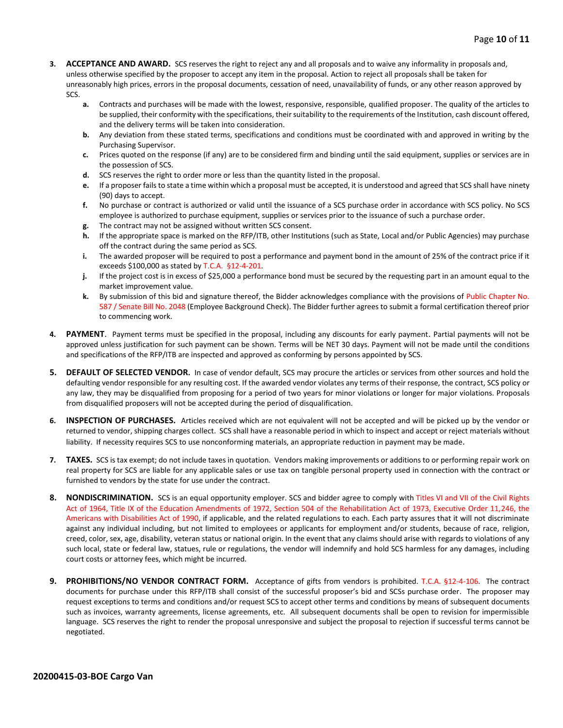3. **ACCEPTANCE AND AWARD.** SCS reserves the right to reject any and all proposals and to waive any informality in proposals and, unless otherwise specified by the proposer to accept any item in the proposal. Action to reject all proposals shall be taken for unreasonably high prices, errors in the proposal documents, cessation of need, unavailability of funds, or any other reason approved by SCS.
    - **a.** Contracts and purchases will be made with the lowest, responsive, responsible, qualified proposer. The quality of the articles to be supplied, their conformity with the specifications, their suitability to the requirements of the Institution, cash discount offered, and the delivery terms will be taken into consideration.
    - **b.** Any deviation from these stated terms, specifications and conditions must be coordinated with and approved in writing by the Purchasing Supervisor.
    - **c.** Prices quoted on the response (if any) are to be considered firm and binding until the said equipment, supplies or services are in the possession of SCS.
    - **d.** SCS reserves the right to order more or less than the quantity listed in the proposal.
    - **e.** If a proposer fails to state a time within which a proposal must be accepted, it is understood and agreed that SCS shall have ninety (90) days to accept.
    - **f.** No purchase or contract is authorized or valid until the issuance of a SCS purchase order in accordance with SCS policy. No SCS employee is authorized to purchase equipment, supplies or services prior to the issuance of such a purchase order.
    - **g.** The contract may not be assigned without written SCS consent.
    - **h.** If the appropriate space is marked on the RFP/ITB, other Institutions (such as State, Local and/or Public Agencies) may purchase off the contract during the same period as SCS.
    - **i.** The awarded proposer will be required to post a performance and payment bond in the amount of 25% of the contract price if it exceeds $100,000 as stated by T.C.A. §12-4-201.
    - **j.** If the project cost is in excess of $25,000 a performance bond must be secured by the requesting part in an amount equal to the market improvement value.
    - **k.** By submission of this bid and signature thereof, the Bidder acknowledges compliance with the provisions of Public Chapter No. 587 / Senate Bill No. 2048 (Employee Background Check). The Bidder further agrees to submit a formal certification thereof prior to commencing work.

4. **PAYMENT**. Payment terms must be specified in the proposal, including any discounts for early payment. Partial payments will not be approved unless justification for such payment can be shown. Terms will be NET 30 days. Payment will not be made until the conditions and specifications of the RFP/ITB are inspected and approved as conforming by persons appointed by SCS.

5. **DEFAULT OF SELECTED VENDOR.** In case of vendor default, SCS may procure the articles or services from other sources and hold the defaulting vendor responsible for any resulting cost. If the awarded vendor violates any terms of their response, the contract, SCS policy or any law, they may be disqualified from proposing for a period of two years for minor violations or longer for major violations. Proposals from disqualified proposers will not be accepted during the period of disqualification.

6. **INSPECTION OF PURCHASES.** Articles received which are not equivalent will not be accepted and will be picked up by the vendor or returned to vendor, shipping charges collect. SCS shall have a reasonable period in which to inspect and accept or reject materials without liability. If necessity requires SCS to use nonconforming materials, an appropriate reduction in payment may be made.

7. **TAXES.** SCS is tax exempt; do not include taxes in quotation. Vendors making improvements or additions to or performing repair work on real property for SCS are liable for any applicable sales or use tax on tangible personal property used in connection with the contract or furnished to vendors by the state for use under the contract.

8. **NONDISCRIMINATION.** SCS is an equal opportunity employer. SCS and bidder agree to comply with Titles VI and VII of the Civil Rights Act of 1964, Title IX of the Education Amendments of 1972, Section 504 of the Rehabilitation Act of 1973, Executive Order 11,246, the Americans with Disabilities Act of 1990, if applicable, and the related regulations to each. Each party assures that it will not discriminate against any individual including, but not limited to employees or applicants for employment and/or students, because of race, religion, creed, color, sex, age, disability, veteran status or national origin. In the event that any claims should arise with regards to violations of any such local, state or federal law, statues, rule or regulations, the vendor will indemnify and hold SCS harmless for any damages, including court costs or attorney fees, which might be incurred.

9. **PROHIBITIONS/NO VENDOR CONTRACT FORM.** Acceptance of gifts from vendors is prohibited. T.C.A. §12-4-106. The contract documents for purchase under this RFP/ITB shall consist of the successful proposer's bid and SCSs purchase order. The proposer may request exceptions to terms and conditions and/or request SCS to accept other terms and conditions by means of subsequent documents such as invoices, warranty agreements, license agreements, etc. All subsequent documents shall be open to revision for impermissible language. SCS reserves the right to render the proposal unresponsive and subject the proposal to rejection if successful terms cannot be negotiated.

**20200415-03-BOE Cargo Van**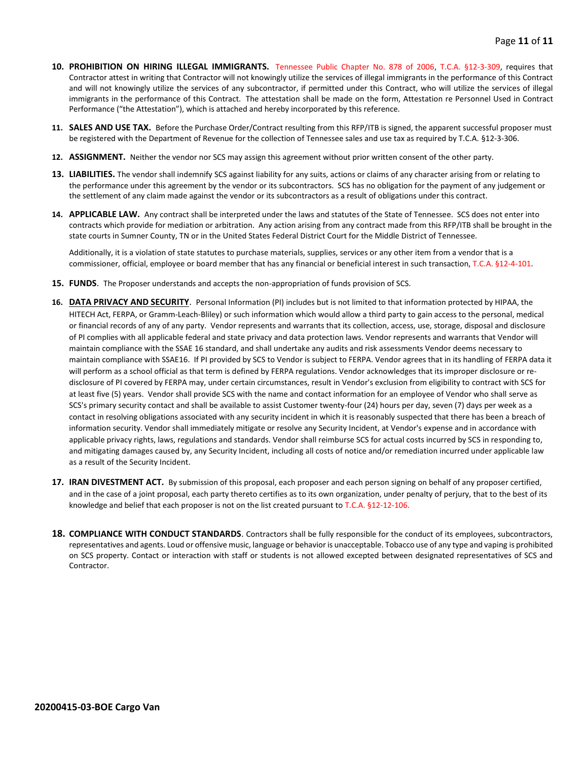10. **PROHIBITION ON HIRING ILLEGAL IMMIGRANTS.** Tennessee Public Chapter No. 878 of 2006, T.C.A. §12-3-309, requires that Contractor attest in writing that Contractor will not knowingly utilize the services of illegal immigrants in the performance of this Contract and will not knowingly utilize the services of any subcontractor, if permitted under this Contract, who will utilize the services of illegal immigrants in the performance of this Contract. The attestation shall be made on the form, Attestation re Personnel Used in Contract Performance ("the Attestation"), which is attached and hereby incorporated by this reference.

11. **SALES AND USE TAX.** Before the Purchase Order/Contract resulting from this RFP/ITB is signed, the apparent successful proposer must be registered with the Department of Revenue for the collection of Tennessee sales and use tax as required by T.C.A. §12-3-306.

12. **ASSIGNMENT.** Neither the vendor nor SCS may assign this agreement without prior written consent of the other party.

13. **LIABILITIES.** The vendor shall indemnify SCS against liability for any suits, actions or claims of any character arising from or relating to the performance under this agreement by the vendor or its subcontractors. SCS has no obligation for the payment of any judgement or the settlement of any claim made against the vendor or its subcontractors as a result of obligations under this contract.

14. **APPLICABLE LAW.** Any contract shall be interpreted under the laws and statutes of the State of Tennessee. SCS does not enter into contracts which provide for mediation or arbitration. Any action arising from any contract made from this RFP/ITB shall be brought in the state courts in Sumner County, TN or in the United States Federal District Court for the Middle District of Tennessee.

    Additionally, it is a violation of state statutes to purchase materials, supplies, services or any other item from a vendor that is a commissioner, official, employee or board member that has any financial or beneficial interest in such transaction, T.C.A. §12-4-101.

15. **FUNDS**. The Proposer understands and accepts the non-appropriation of funds provision of SCS.

16. **DATA PRIVACY AND SECURITY**. Personal Information (PI) includes but is not limited to that information protected by HIPAA, the HITECH Act, FERPA, or Gramm-Leach-Bliley) or such information which would allow a third party to gain access to the personal, medical or financial records of any of any party. Vendor represents and warrants that its collection, access, use, storage, disposal and disclosure of PI complies with all applicable federal and state privacy and data protection laws. Vendor represents and warrants that Vendor will maintain compliance with the SSAE 16 standard, and shall undertake any audits and risk assessments Vendor deems necessary to maintain compliance with SSAE16. If PI provided by SCS to Vendor is subject to FERPA. Vendor agrees that in its handling of FERPA data it will perform as a school official as that term is defined by FERPA regulations. Vendor acknowledges that its improper disclosure or re-disclosure of PI covered by FERPA may, under certain circumstances, result in Vendor's exclusion from eligibility to contract with SCS for at least five (5) years. Vendor shall provide SCS with the name and contact information for an employee of Vendor who shall serve as SCS's primary security contact and shall be available to assist Customer twenty-four (24) hours per day, seven (7) days per week as a contact in resolving obligations associated with any security incident in which it is reasonably suspected that there has been a breach of information security. Vendor shall immediately mitigate or resolve any Security Incident, at Vendor's expense and in accordance with applicable privacy rights, laws, regulations and standards. Vendor shall reimburse SCS for actual costs incurred by SCS in responding to, and mitigating damages caused by, any Security Incident, including all costs of notice and/or remediation incurred under applicable law as a result of the Security Incident.

17. **IRAN DIVESTMENT ACT.** By submission of this proposal, each proposer and each person signing on behalf of any proposer certified, and in the case of a joint proposal, each party thereto certifies as to its own organization, under penalty of perjury, that to the best of its knowledge and belief that each proposer is not on the list created pursuant to T.C.A. §12-12-106.

18. **COMPLIANCE WITH CONDUCT STANDARDS**. Contractors shall be fully responsible for the conduct of its employees, subcontractors, representatives and agents. Loud or offensive music, language or behavior is unacceptable. Tobacco use of any type and vaping is prohibited on SCS property. Contact or interaction with staff or students is not allowed excepted between designated representatives of SCS and Contractor.

**20200415-03-BOE Cargo Van**